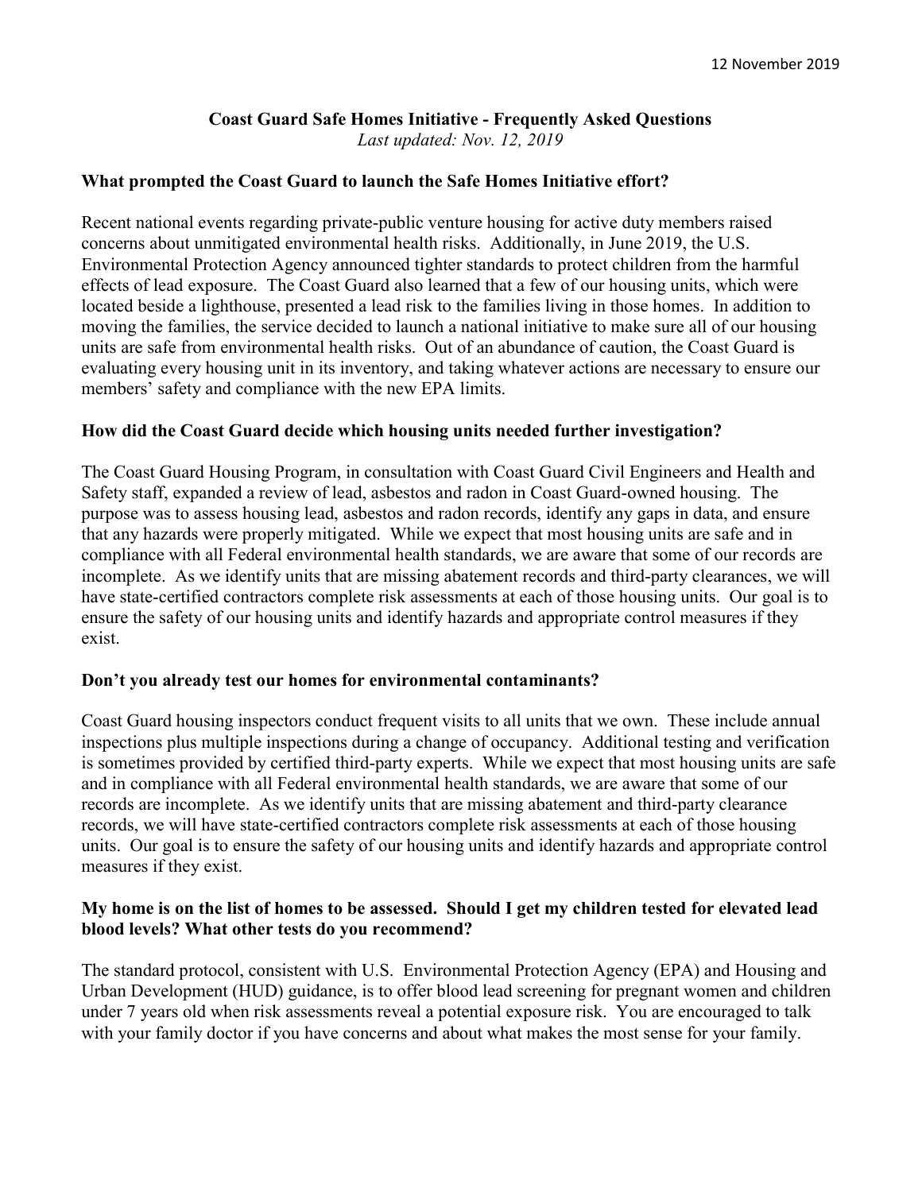12 November 2019

# Coast Guard Safe Homes Initiative - Frequently Asked Questions

*Last updated: Nov. 12, 2019*

## What prompted the Coast Guard to launch the Safe Homes Initiative effort?

Recent national events regarding private-public venture housing for active duty members raised concerns about unmitigated environmental health risks. Additionally, in June 2019, the U.S. Environmental Protection Agency announced tighter standards to protect children from the harmful effects of lead exposure. The Coast Guard also learned that a few of our housing units, which were located beside a lighthouse, presented a lead risk to the families living in those homes. In addition to moving the families, the service decided to launch a national initiative to make sure all of our housing units are safe from environmental health risks. Out of an abundance of caution, the Coast Guard is evaluating every housing unit in its inventory, and taking whatever actions are necessary to ensure our members' safety and compliance with the new EPA limits.

## How did the Coast Guard decide which housing units needed further investigation?

The Coast Guard Housing Program, in consultation with Coast Guard Civil Engineers and Health and Safety staff, expanded a review of lead, asbestos and radon in Coast Guard-owned housing. The purpose was to assess housing lead, asbestos and radon records, identify any gaps in data, and ensure that any hazards were properly mitigated. While we expect that most housing units are safe and in compliance with all Federal environmental health standards, we are aware that some of our records are incomplete. As we identify units that are missing abatement records and third-party clearances, we will have state-certified contractors complete risk assessments at each of those housing units. Our goal is to ensure the safety of our housing units and identify hazards and appropriate control measures if they exist.

## Don't you already test our homes for environmental contaminants?

Coast Guard housing inspectors conduct frequent visits to all units that we own. These include annual inspections plus multiple inspections during a change of occupancy. Additional testing and verification is sometimes provided by certified third-party experts. While we expect that most housing units are safe and in compliance with all Federal environmental health standards, we are aware that some of our records are incomplete. As we identify units that are missing abatement and third-party clearance records, we will have state-certified contractors complete risk assessments at each of those housing units. Our goal is to ensure the safety of our housing units and identify hazards and appropriate control measures if they exist.

## My home is on the list of homes to be assessed. Should I get my children tested for elevated lead blood levels? What other tests do you recommend?

The standard protocol, consistent with U.S. Environmental Protection Agency (EPA) and Housing and Urban Development (HUD) guidance, is to offer blood lead screening for pregnant women and children under 7 years old when risk assessments reveal a potential exposure risk. You are encouraged to talk with your family doctor if you have concerns and about what makes the most sense for your family.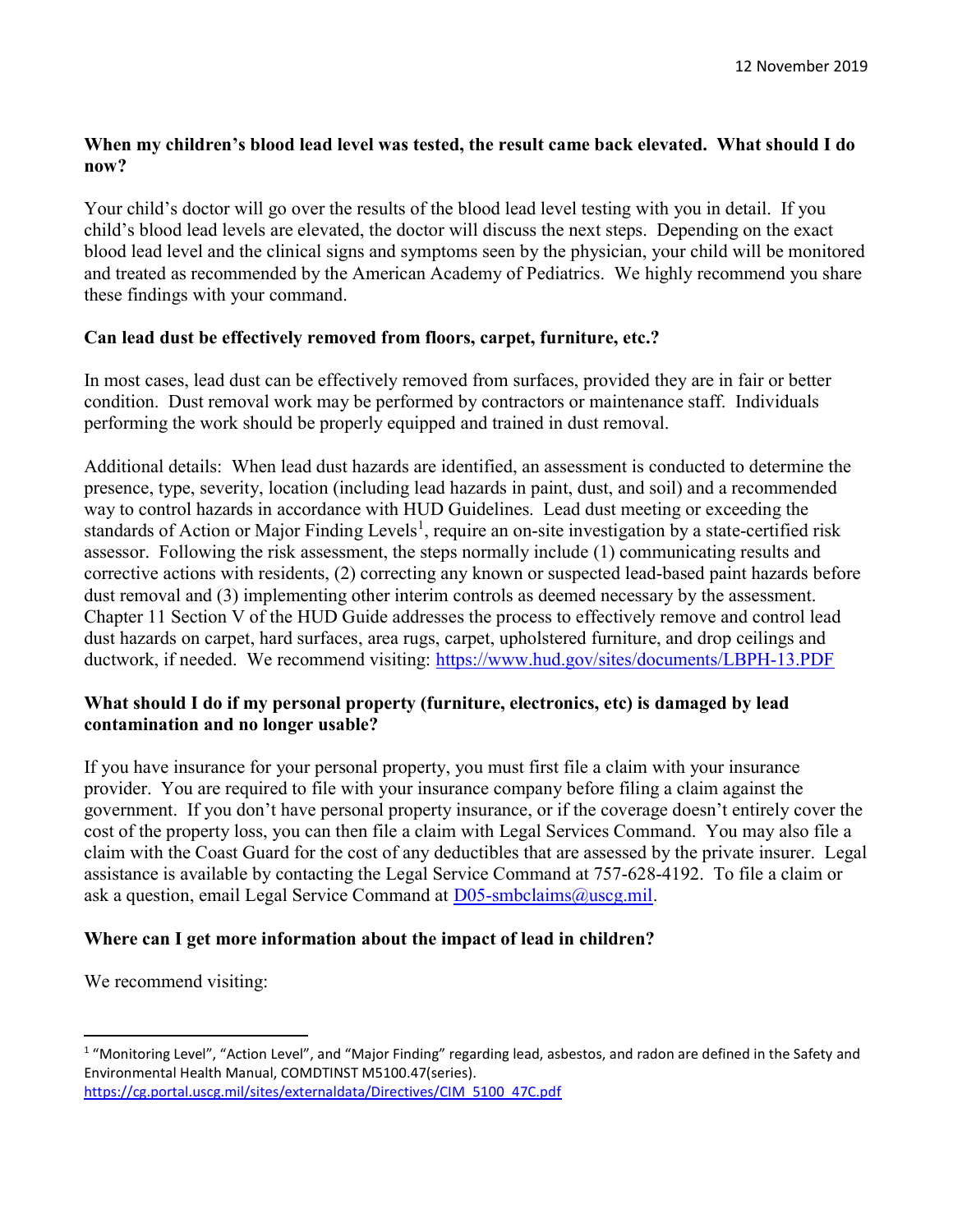12 November 2019

**When my children's blood lead level was tested, the result came back elevated. What should I do now?**

Your child's doctor will go over the results of the blood lead level testing with you in detail. If you child's blood lead levels are elevated, the doctor will discuss the next steps. Depending on the exact blood lead level and the clinical signs and symptoms seen by the physician, your child will be monitored and treated as recommended by the American Academy of Pediatrics. We highly recommend you share these findings with your command.

**Can lead dust be effectively removed from floors, carpet, furniture, etc.?**

In most cases, lead dust can be effectively removed from surfaces, provided they are in fair or better condition. Dust removal work may be performed by contractors or maintenance staff. Individuals performing the work should be properly equipped and trained in dust removal.

Additional details: When lead dust hazards are identified, an assessment is conducted to determine the presence, type, severity, location (including lead hazards in paint, dust, and soil) and a recommended way to control hazards in accordance with HUD Guidelines. Lead dust meeting or exceeding the standards of Action or Major Finding Levels[1], require an on-site investigation by a state-certified risk assessor. Following the risk assessment, the steps normally include (1) communicating results and corrective actions with residents, (2) correcting any known or suspected lead-based paint hazards before dust removal and (3) implementing other interim controls as deemed necessary by the assessment. Chapter 11 Section V of the HUD Guide addresses the process to effectively remove and control lead dust hazards on carpet, hard surfaces, area rugs, carpet, upholstered furniture, and drop ceilings and ductwork, if needed. We recommend visiting: https://www.hud.gov/sites/documents/LBPH-13.PDF

**What should I do if my personal property (furniture, electronics, etc) is damaged by lead contamination and no longer usable?**

If you have insurance for your personal property, you must first file a claim with your insurance provider. You are required to file with your insurance company before filing a claim against the government. If you don't have personal property insurance, or if the coverage doesn't entirely cover the cost of the property loss, you can then file a claim with Legal Services Command. You may also file a claim with the Coast Guard for the cost of any deductibles that are assessed by the private insurer. Legal assistance is available by contacting the Legal Service Command at 757-628-4192. To file a claim or ask a question, email Legal Service Command at D05-smbclaims@uscg.mil.

**Where can I get more information about the impact of lead in children?**

We recommend visiting:

---

[1] "Monitoring Level", "Action Level", and "Major Finding" regarding lead, asbestos, and radon are defined in the Safety and Environmental Health Manual, COMDTINST M5100.47(series). https://cg.portal.uscg.mil/sites/externaldata/Directives/CIM_5100_47C.pdf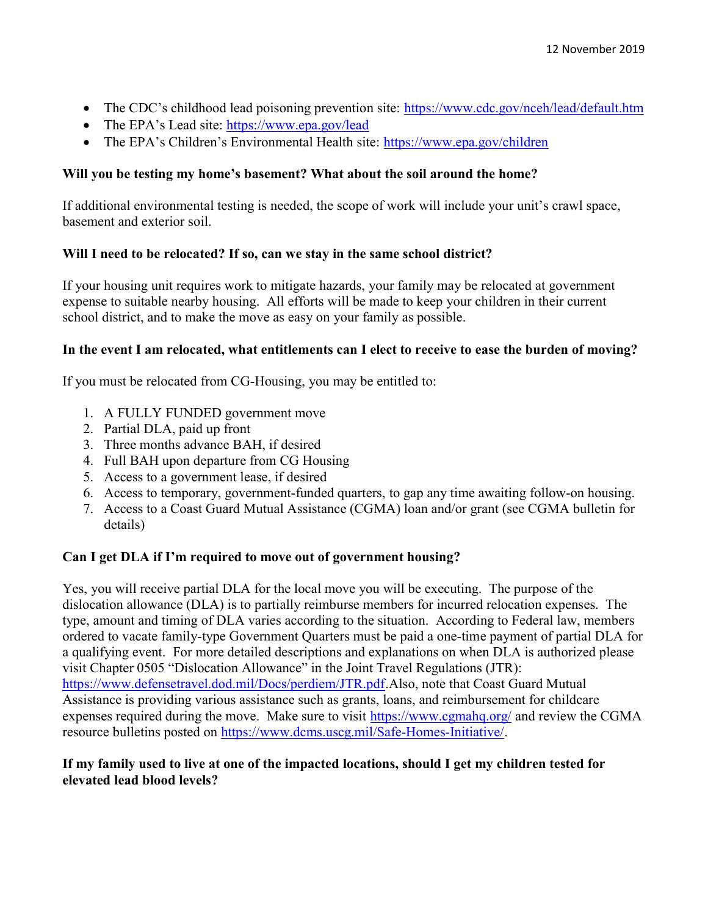- The CDC's childhood lead poisoning prevention site: https://www.cdc.gov/nceh/lead/default.htm
- The EPA's Lead site: https://www.epa.gov/lead
- The EPA's Children's Environmental Health site: https://www.epa.gov/children

**Will you be testing my home's basement? What about the soil around the home?**

If additional environmental testing is needed, the scope of work will include your unit's crawl space, basement and exterior soil.

**Will I need to be relocated? If so, can we stay in the same school district?**

If your housing unit requires work to mitigate hazards, your family may be relocated at government expense to suitable nearby housing. All efforts will be made to keep your children in their current school district, and to make the move as easy on your family as possible.

**In the event I am relocated, what entitlements can I elect to receive to ease the burden of moving?**

If you must be relocated from CG-Housing, you may be entitled to:

1. A FULLY FUNDED government move
2. Partial DLA, paid up front
3. Three months advance BAH, if desired
4. Full BAH upon departure from CG Housing
5. Access to a government lease, if desired
6. Access to temporary, government-funded quarters, to gap any time awaiting follow-on housing.
7. Access to a Coast Guard Mutual Assistance (CGMA) loan and/or grant (see CGMA bulletin for details)

**Can I get DLA if I'm required to move out of government housing?**

Yes, you will receive partial DLA for the local move you will be executing. The purpose of the dislocation allowance (DLA) is to partially reimburse members for incurred relocation expenses. The type, amount and timing of DLA varies according to the situation. According to Federal law, members ordered to vacate family-type Government Quarters must be paid a one-time payment of partial DLA for a qualifying event. For more detailed descriptions and explanations on when DLA is authorized please visit Chapter 0505 "Dislocation Allowance" in the Joint Travel Regulations (JTR): https://www.defensetravel.dod.mil/Docs/perdiem/JTR.pdf.Also, note that Coast Guard Mutual Assistance is providing various assistance such as grants, loans, and reimbursement for childcare expenses required during the move. Make sure to visit https://www.cgmahq.org/ and review the CGMA resource bulletins posted on https://www.dcms.uscg.mil/Safe-Homes-Initiative/.

**If my family used to live at one of the impacted locations, should I get my children tested for elevated lead blood levels?**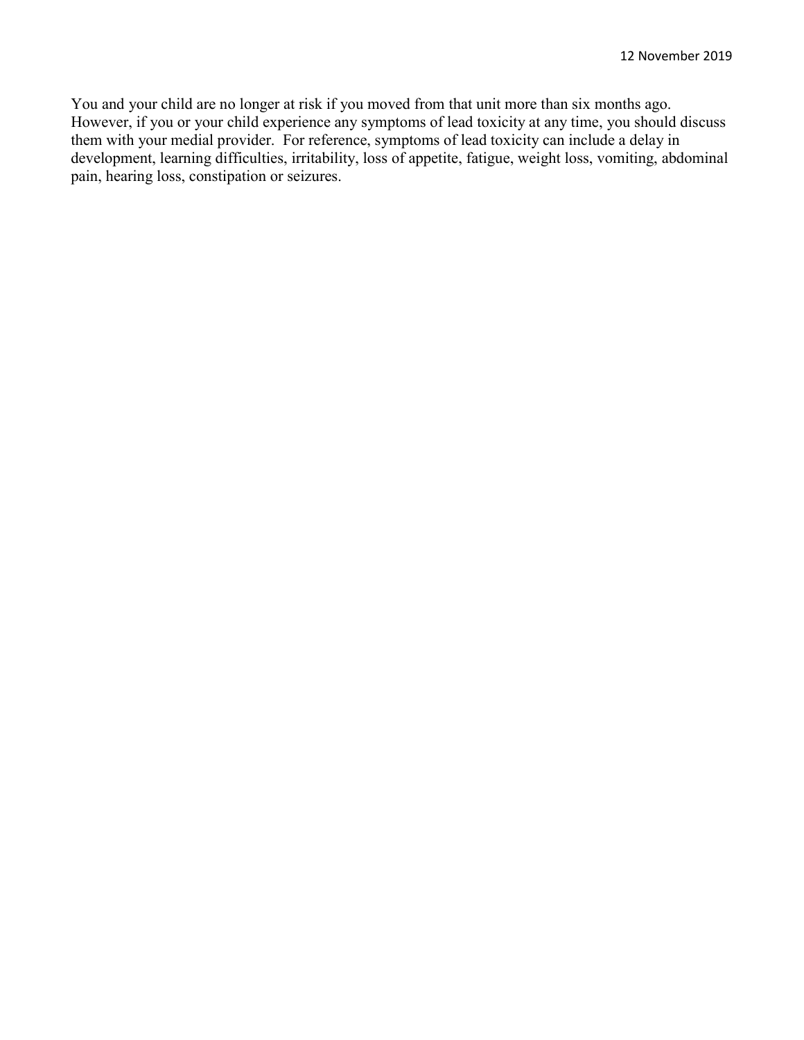12 November 2019

You and your child are no longer at risk if you moved from that unit more than six months ago. However, if you or your child experience any symptoms of lead toxicity at any time, you should discuss them with your medial provider. For reference, symptoms of lead toxicity can include a delay in development, learning difficulties, irritability, loss of appetite, fatigue, weight loss, vomiting, abdominal pain, hearing loss, constipation or seizures.